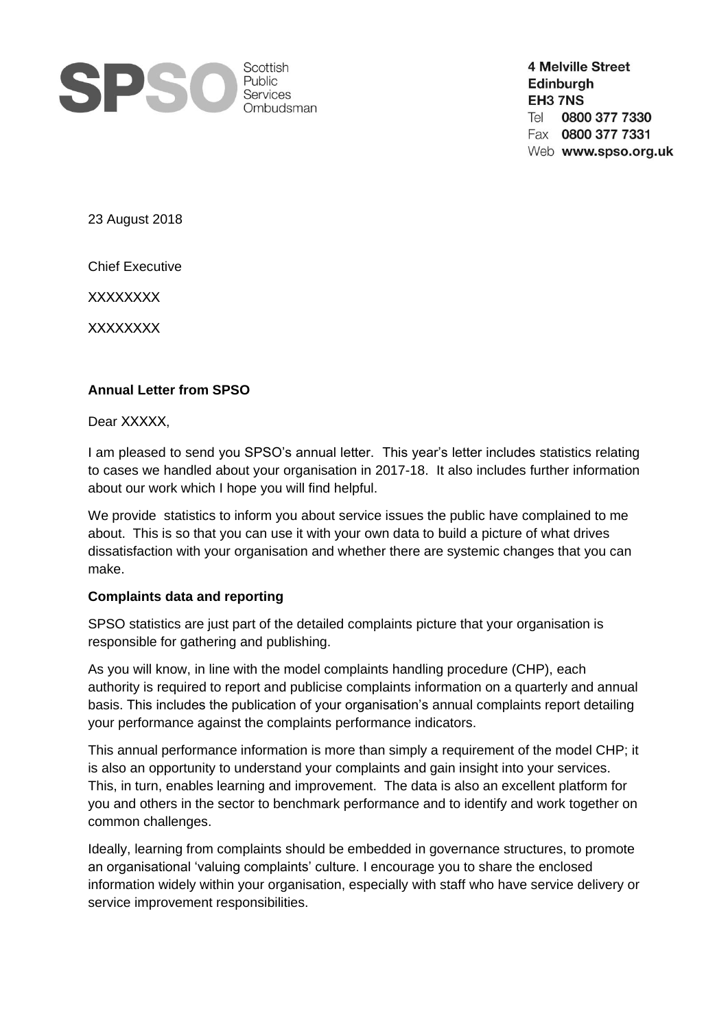**SPSO** Scottish Public Services Ombudsman

**4 Melville Street**
**Edinburgh**
**EH3 7NS**
Tel **0800 377 7330**
Fax **0800 377 7331**
Web **www.spso.org.uk**

23 August 2018

Chief Executive

XXXXXXXX

XXXXXXXX

**Annual Letter from SPSO**

Dear XXXXX,

I am pleased to send you SPSO's annual letter. This year's letter includes statistics relating to cases we handled about your organisation in 2017-18. It also includes further information about our work which I hope you will find helpful.

We provide statistics to inform you about service issues the public have complained to me about. This is so that you can use it with your own data to build a picture of what drives dissatisfaction with your organisation and whether there are systemic changes that you can make.

**Complaints data and reporting**

SPSO statistics are just part of the detailed complaints picture that your organisation is responsible for gathering and publishing.

As you will know, in line with the model complaints handling procedure (CHP), each authority is required to report and publicise complaints information on a quarterly and annual basis. This includes the publication of your organisation's annual complaints report detailing your performance against the complaints performance indicators.

This annual performance information is more than simply a requirement of the model CHP; it is also an opportunity to understand your complaints and gain insight into your services. This, in turn, enables learning and improvement. The data is also an excellent platform for you and others in the sector to benchmark performance and to identify and work together on common challenges.

Ideally, learning from complaints should be embedded in governance structures, to promote an organisational 'valuing complaints' culture. I encourage you to share the enclosed information widely within your organisation, especially with staff who have service delivery or service improvement responsibilities.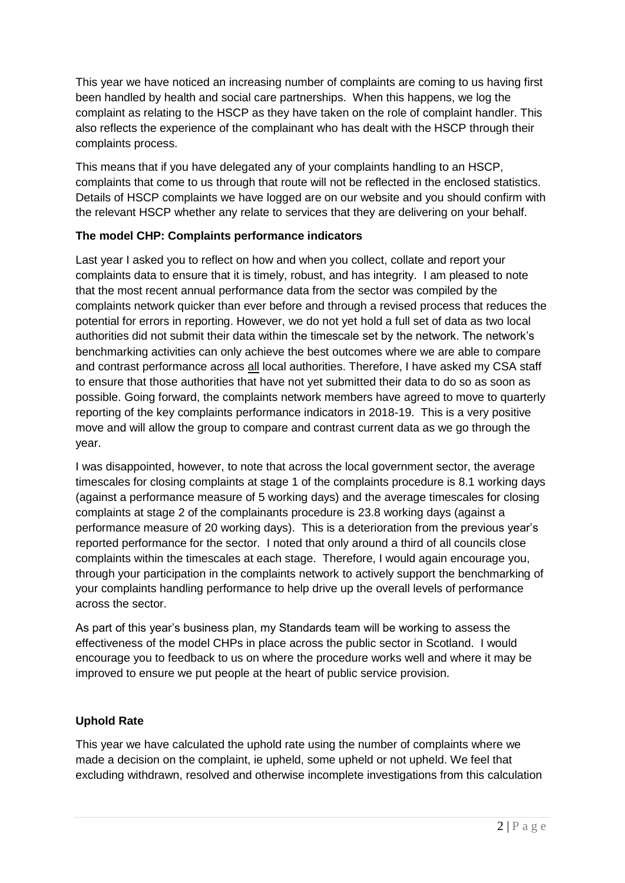This year we have noticed an increasing number of complaints are coming to us having first been handled by health and social care partnerships. When this happens, we log the complaint as relating to the HSCP as they have taken on the role of complaint handler. This also reflects the experience of the complainant who has dealt with the HSCP through their complaints process.

This means that if you have delegated any of your complaints handling to an HSCP, complaints that come to us through that route will not be reflected in the enclosed statistics. Details of HSCP complaints we have logged are on our website and you should confirm with the relevant HSCP whether any relate to services that they are delivering on your behalf.

**The model CHP: Complaints performance indicators**

Last year I asked you to reflect on how and when you collect, collate and report your complaints data to ensure that it is timely, robust, and has integrity. I am pleased to note that the most recent annual performance data from the sector was compiled by the complaints network quicker than ever before and through a revised process that reduces the potential for errors in reporting. However, we do not yet hold a full set of data as two local authorities did not submit their data within the timescale set by the network. The network's benchmarking activities can only achieve the best outcomes where we are able to compare and contrast performance across all local authorities. Therefore, I have asked my CSA staff to ensure that those authorities that have not yet submitted their data to do so as soon as possible. Going forward, the complaints network members have agreed to move to quarterly reporting of the key complaints performance indicators in 2018-19. This is a very positive move and will allow the group to compare and contrast current data as we go through the year.

I was disappointed, however, to note that across the local government sector, the average timescales for closing complaints at stage 1 of the complaints procedure is 8.1 working days (against a performance measure of 5 working days) and the average timescales for closing complaints at stage 2 of the complainants procedure is 23.8 working days (against a performance measure of 20 working days). This is a deterioration from the previous year's reported performance for the sector. I noted that only around a third of all councils close complaints within the timescales at each stage. Therefore, I would again encourage you, through your participation in the complaints network to actively support the benchmarking of your complaints handling performance to help drive up the overall levels of performance across the sector.

As part of this year's business plan, my Standards team will be working to assess the effectiveness of the model CHPs in place across the public sector in Scotland. I would encourage you to feedback to us on where the procedure works well and where it may be improved to ensure we put people at the heart of public service provision.

**Uphold Rate**

This year we have calculated the uphold rate using the number of complaints where we made a decision on the complaint, ie upheld, some upheld or not upheld. We feel that excluding withdrawn, resolved and otherwise incomplete investigations from this calculation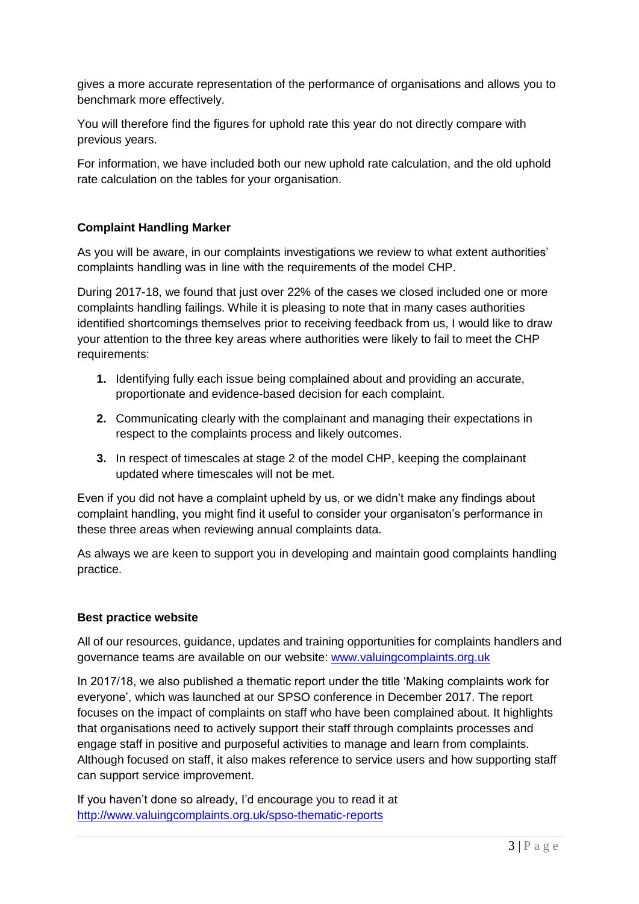gives a more accurate representation of the performance of organisations and allows you to benchmark more effectively.

You will therefore find the figures for uphold rate this year do not directly compare with previous years.

For information, we have included both our new uphold rate calculation, and the old uphold rate calculation on the tables for your organisation.

**Complaint Handling Marker**

As you will be aware, in our complaints investigations we review to what extent authorities' complaints handling was in line with the requirements of the model CHP.

During 2017-18, we found that just over 22% of the cases we closed included one or more complaints handling failings. While it is pleasing to note that in many cases authorities identified shortcomings themselves prior to receiving feedback from us, I would like to draw your attention to the three key areas where authorities were likely to fail to meet the CHP requirements:

1. Identifying fully each issue being complained about and providing an accurate, proportionate and evidence-based decision for each complaint.
2. Communicating clearly with the complainant and managing their expectations in respect to the complaints process and likely outcomes.
3. In respect of timescales at stage 2 of the model CHP, keeping the complainant updated where timescales will not be met.

Even if you did not have a complaint upheld by us, or we didn't make any findings about complaint handling, you might find it useful to consider your organisaton's performance in these three areas when reviewing annual complaints data.

As always we are keen to support you in developing and maintain good complaints handling practice.

**Best practice website**

All of our resources, guidance, updates and training opportunities for complaints handlers and governance teams are available on our website: [www.valuingcomplaints.org.uk](http://www.valuingcomplaints.org.uk)

In 2017/18, we also published a thematic report under the title 'Making complaints work for everyone', which was launched at our SPSO conference in December 2017. The report focuses on the impact of complaints on staff who have been complained about. It highlights that organisations need to actively support their staff through complaints processes and engage staff in positive and purposeful activities to manage and learn from complaints. Although focused on staff, it also makes reference to service users and how supporting staff can support service improvement.

If you haven't done so already, I'd encourage you to read it at [http://www.valuingcomplaints.org.uk/spso-thematic-reports](http://www.valuingcomplaints.org.uk/spso-thematic-reports)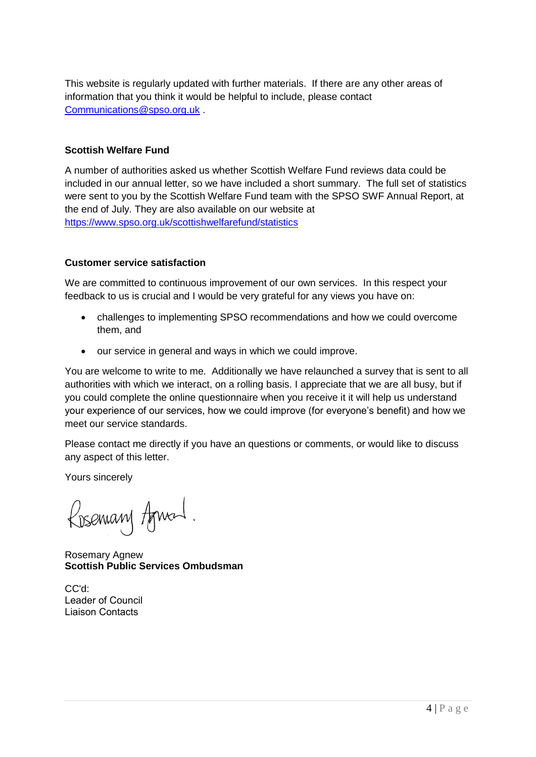This website is regularly updated with further materials. If there are any other areas of information that you think it would be helpful to include, please contact Communications@spso.org.uk .

**Scottish Welfare Fund**

A number of authorities asked us whether Scottish Welfare Fund reviews data could be included in our annual letter, so we have included a short summary. The full set of statistics were sent to you by the Scottish Welfare Fund team with the SPSO SWF Annual Report, at the end of July. They are also available on our website at https://www.spso.org.uk/scottishwelfarefund/statistics

**Customer service satisfaction**

We are committed to continuous improvement of our own services. In this respect your feedback to us is crucial and I would be very grateful for any views you have on:

- challenges to implementing SPSO recommendations and how we could overcome them, and
- our service in general and ways in which we could improve.

You are welcome to write to me. Additionally we have relaunched a survey that is sent to all authorities with which we interact, on a rolling basis. I appreciate that we are all busy, but if you could complete the online questionnaire when you receive it it will help us understand your experience of our services, how we could improve (for everyone's benefit) and how we meet our service standards.

Please contact me directly if you have an questions or comments, or would like to discuss any aspect of this letter.

Yours sincerely

Rosemary Agnew

Rosemary Agnew
**Scottish Public Services Ombudsman**

CC'd:
Leader of Council
Liaison Contacts